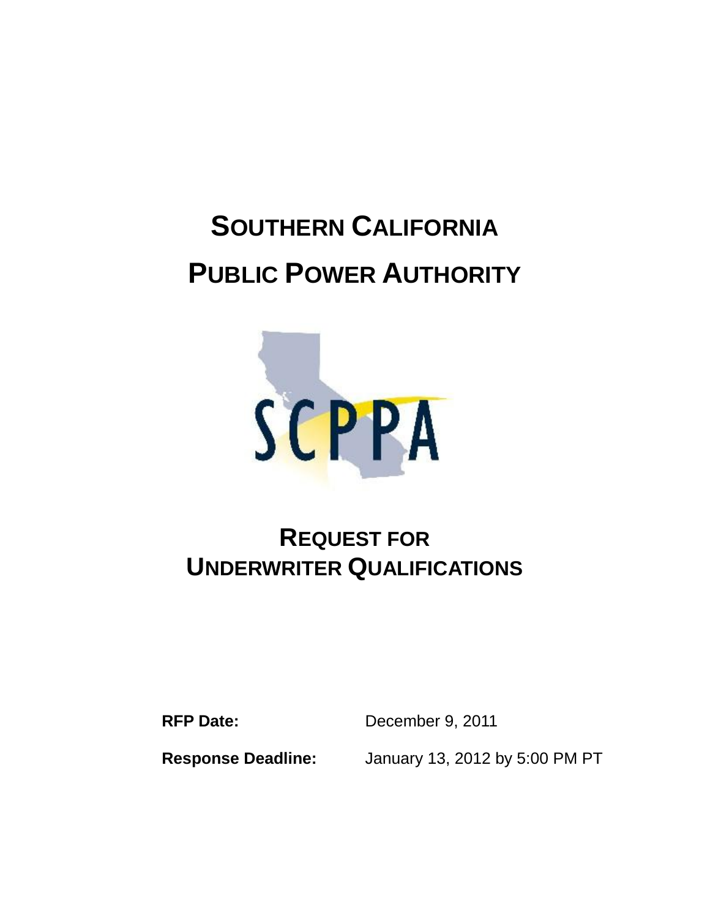# SOUTHERN CALIFORNIA PUBLIC POWER AUTHORITY

SCPPA

## REQUEST FOR UNDERWRITER QUALIFICATIONS

**RFP Date:** December 9, 2011

**Response Deadline:** January 13, 2012 by 5:00 PM PT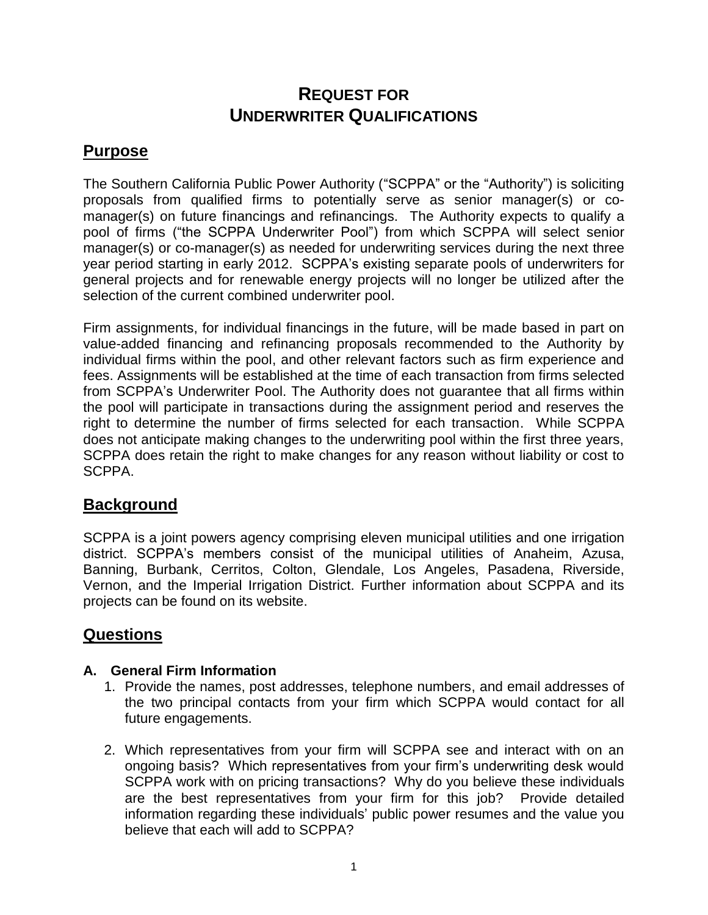# REQUEST FOR UNDERWRITER QUALIFICATIONS

## Purpose

The Southern California Public Power Authority ("SCPPA" or the "Authority") is soliciting proposals from qualified firms to potentially serve as senior manager(s) or co-manager(s) on future financings and refinancings. The Authority expects to qualify a pool of firms ("the SCPPA Underwriter Pool") from which SCPPA will select senior manager(s) or co-manager(s) as needed for underwriting services during the next three year period starting in early 2012. SCPPA's existing separate pools of underwriters for general projects and for renewable energy projects will no longer be utilized after the selection of the current combined underwriter pool.

Firm assignments, for individual financings in the future, will be made based in part on value-added financing and refinancing proposals recommended to the Authority by individual firms within the pool, and other relevant factors such as firm experience and fees. Assignments will be established at the time of each transaction from firms selected from SCPPA's Underwriter Pool. The Authority does not guarantee that all firms within the pool will participate in transactions during the assignment period and reserves the right to determine the number of firms selected for each transaction. While SCPPA does not anticipate making changes to the underwriting pool within the first three years, SCPPA does retain the right to make changes for any reason without liability or cost to SCPPA.

## Background

SCPPA is a joint powers agency comprising eleven municipal utilities and one irrigation district. SCPPA's members consist of the municipal utilities of Anaheim, Azusa, Banning, Burbank, Cerritos, Colton, Glendale, Los Angeles, Pasadena, Riverside, Vernon, and the Imperial Irrigation District. Further information about SCPPA and its projects can be found on its website.

## Questions

### A. General Firm Information

1. Provide the names, post addresses, telephone numbers, and email addresses of the two principal contacts from your firm which SCPPA would contact for all future engagements.

2. Which representatives from your firm will SCPPA see and interact with on an ongoing basis? Which representatives from your firm's underwriting desk would SCPPA work with on pricing transactions? Why do you believe these individuals are the best representatives from your firm for this job? Provide detailed information regarding these individuals' public power resumes and the value you believe that each will add to SCPPA?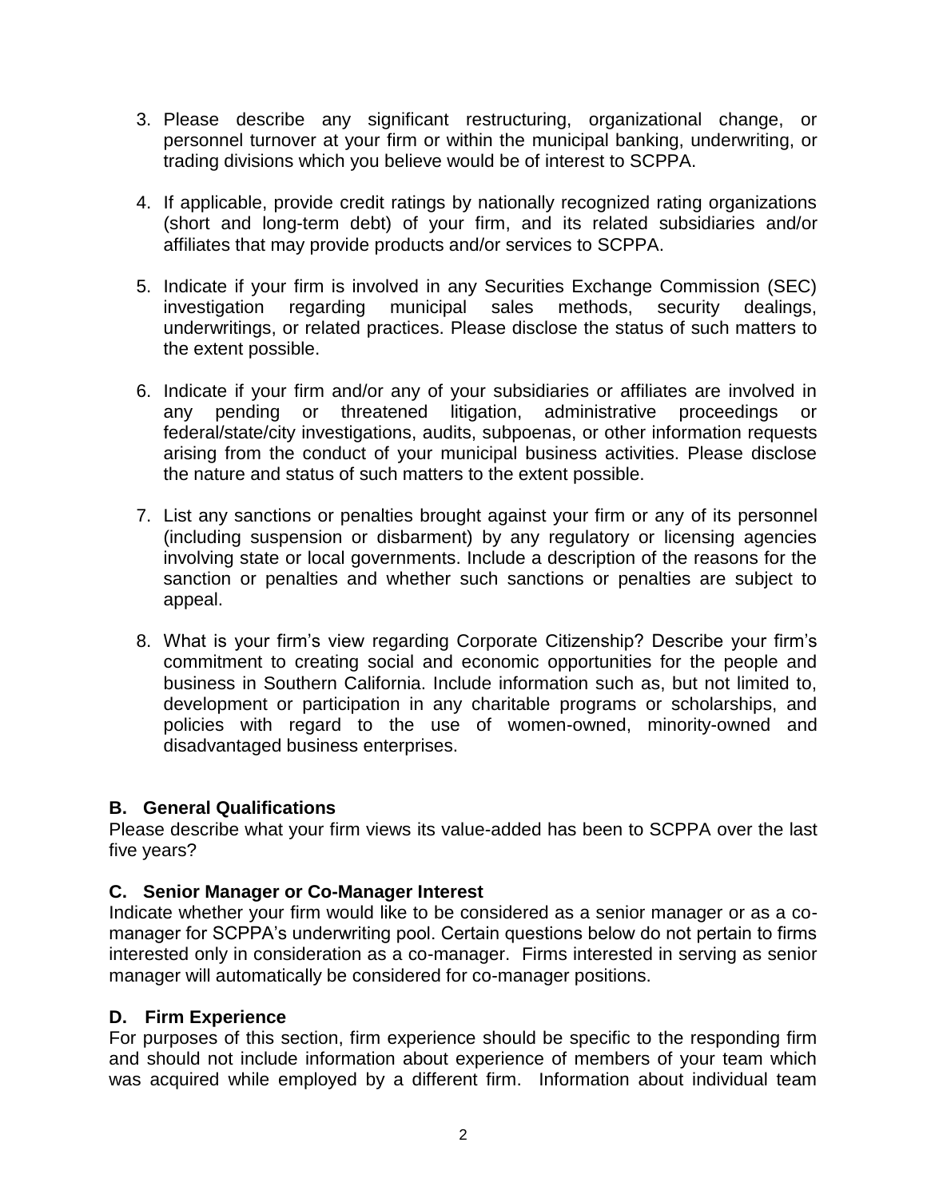3. Please describe any significant restructuring, organizational change, or personnel turnover at your firm or within the municipal banking, underwriting, or trading divisions which you believe would be of interest to SCPPA.

4. If applicable, provide credit ratings by nationally recognized rating organizations (short and long-term debt) of your firm, and its related subsidiaries and/or affiliates that may provide products and/or services to SCPPA.

5. Indicate if your firm is involved in any Securities Exchange Commission (SEC) investigation regarding municipal sales methods, security dealings, underwritings, or related practices. Please disclose the status of such matters to the extent possible.

6. Indicate if your firm and/or any of your subsidiaries or affiliates are involved in any pending or threatened litigation, administrative proceedings or federal/state/city investigations, audits, subpoenas, or other information requests arising from the conduct of your municipal business activities. Please disclose the nature and status of such matters to the extent possible.

7. List any sanctions or penalties brought against your firm or any of its personnel (including suspension or disbarment) by any regulatory or licensing agencies involving state or local governments. Include a description of the reasons for the sanction or penalties and whether such sanctions or penalties are subject to appeal.

8. What is your firm's view regarding Corporate Citizenship? Describe your firm's commitment to creating social and economic opportunities for the people and business in Southern California. Include information such as, but not limited to, development or participation in any charitable programs or scholarships, and policies with regard to the use of women-owned, minority-owned and disadvantaged business enterprises.

### B. General Qualifications

Please describe what your firm views its value-added has been to SCPPA over the last five years?

### C. Senior Manager or Co-Manager Interest

Indicate whether your firm would like to be considered as a senior manager or as a co-manager for SCPPA's underwriting pool. Certain questions below do not pertain to firms interested only in consideration as a co-manager. Firms interested in serving as senior manager will automatically be considered for co-manager positions.

### D. Firm Experience

For purposes of this section, firm experience should be specific to the responding firm and should not include information about experience of members of your team which was acquired while employed by a different firm. Information about individual team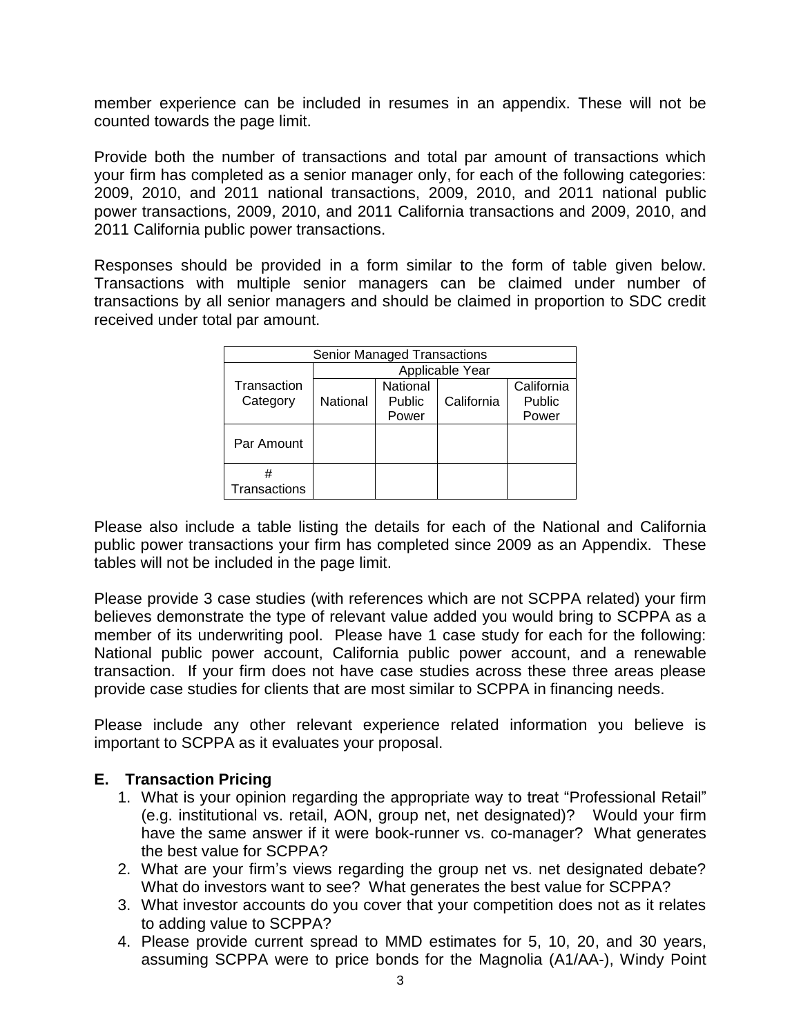member experience can be included in resumes in an appendix. These will not be counted towards the page limit.

Provide both the number of transactions and total par amount of transactions which your firm has completed as a senior manager only, for each of the following categories: 2009, 2010, and 2011 national transactions, 2009, 2010, and 2011 national public power transactions, 2009, 2010, and 2011 California transactions and 2009, 2010, and 2011 California public power transactions.

Responses should be provided in a form similar to the form of table given below. Transactions with multiple senior managers can be claimed under number of transactions by all senior managers and should be claimed in proportion to SDC credit received under total par amount.

| Senior Managed Transactions | | | | |
|---|---|---|---|---|
| | Applicable Year | | | |
| Transaction Category | National | National Public Power | California | California Public Power |
| Par Amount | | | | |
| # Transactions | | | | |

Please also include a table listing the details for each of the National and California public power transactions your firm has completed since 2009 as an Appendix. These tables will not be included in the page limit.

Please provide 3 case studies (with references which are not SCPPA related) your firm believes demonstrate the type of relevant value added you would bring to SCPPA as a member of its underwriting pool. Please have 1 case study for each for the following: National public power account, California public power account, and a renewable transaction. If your firm does not have case studies across these three areas please provide case studies for clients that are most similar to SCPPA in financing needs.

Please include any other relevant experience related information you believe is important to SCPPA as it evaluates your proposal.

## E. Transaction Pricing

1. What is your opinion regarding the appropriate way to treat "Professional Retail" (e.g. institutional vs. retail, AON, group net, net designated)? Would your firm have the same answer if it were book-runner vs. co-manager? What generates the best value for SCPPA?
2. What are your firm's views regarding the group net vs. net designated debate? What do investors want to see? What generates the best value for SCPPA?
3. What investor accounts do you cover that your competition does not as it relates to adding value to SCPPA?
4. Please provide current spread to MMD estimates for 5, 10, 20, and 30 years, assuming SCPPA were to price bonds for the Magnolia (A1/AA-), Windy Point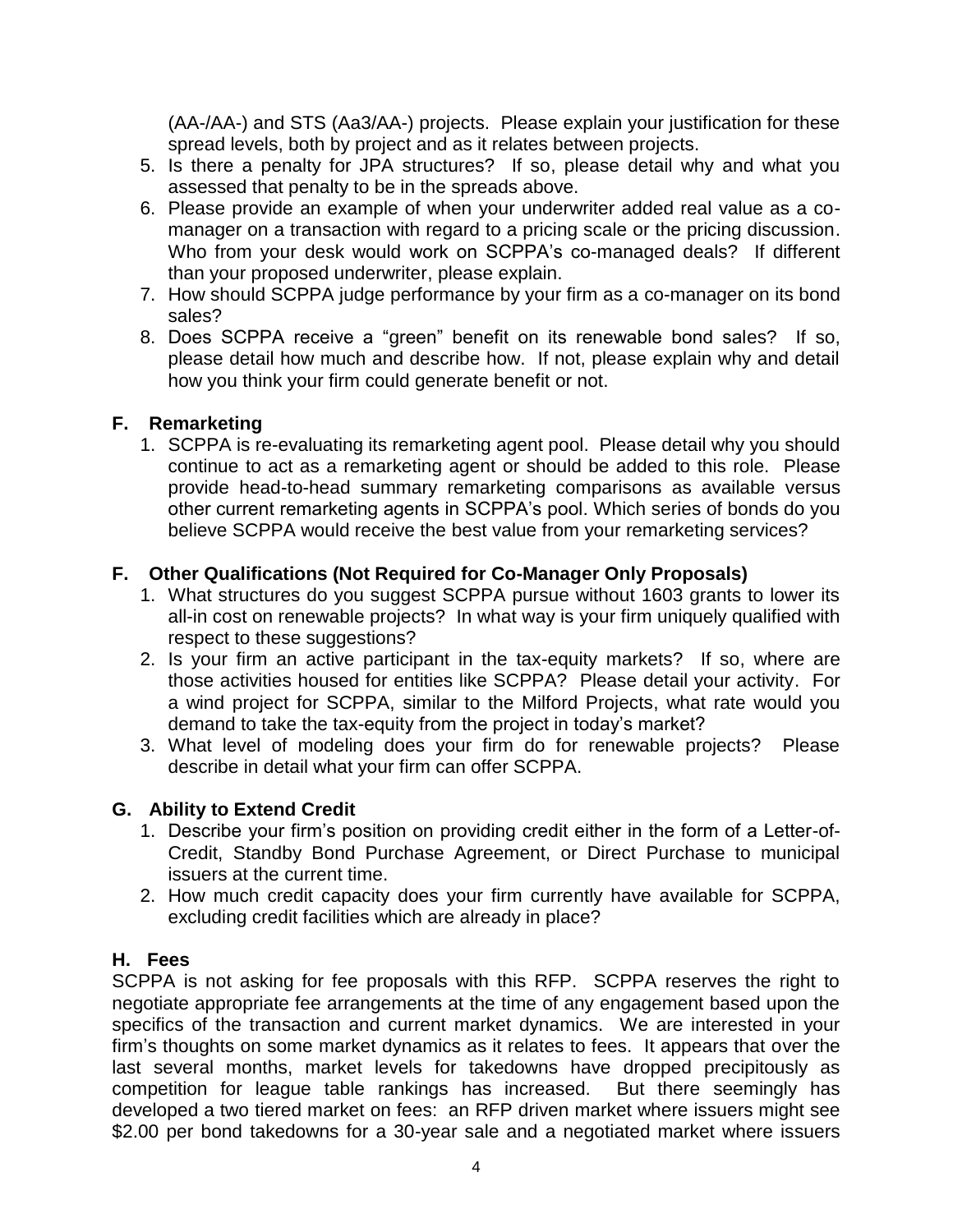(AA-/AA-) and STS (Aa3/AA-) projects. Please explain your justification for these spread levels, both by project and as it relates between projects.

5. Is there a penalty for JPA structures? If so, please detail why and what you assessed that penalty to be in the spreads above.
6. Please provide an example of when your underwriter added real value as a co-manager on a transaction with regard to a pricing scale or the pricing discussion. Who from your desk would work on SCPPA's co-managed deals? If different than your proposed underwriter, please explain.
7. How should SCPPA judge performance by your firm as a co-manager on its bond sales?
8. Does SCPPA receive a "green" benefit on its renewable bond sales? If so, please detail how much and describe how. If not, please explain why and detail how you think your firm could generate benefit or not.

## F. Remarketing

1. SCPPA is re-evaluating its remarketing agent pool. Please detail why you should continue to act as a remarketing agent or should be added to this role. Please provide head-to-head summary remarketing comparisons as available versus other current remarketing agents in SCPPA's pool. Which series of bonds do you believe SCPPA would receive the best value from your remarketing services?

## F. Other Qualifications (Not Required for Co-Manager Only Proposals)

1. What structures do you suggest SCPPA pursue without 1603 grants to lower its all-in cost on renewable projects? In what way is your firm uniquely qualified with respect to these suggestions?
2. Is your firm an active participant in the tax-equity markets? If so, where are those activities housed for entities like SCPPA? Please detail your activity. For a wind project for SCPPA, similar to the Milford Projects, what rate would you demand to take the tax-equity from the project in today's market?
3. What level of modeling does your firm do for renewable projects? Please describe in detail what your firm can offer SCPPA.

## G. Ability to Extend Credit

1. Describe your firm's position on providing credit either in the form of a Letter-of-Credit, Standby Bond Purchase Agreement, or Direct Purchase to municipal issuers at the current time.
2. How much credit capacity does your firm currently have available for SCPPA, excluding credit facilities which are already in place?

## H. Fees

SCPPA is not asking for fee proposals with this RFP. SCPPA reserves the right to negotiate appropriate fee arrangements at the time of any engagement based upon the specifics of the transaction and current market dynamics. We are interested in your firm's thoughts on some market dynamics as it relates to fees. It appears that over the last several months, market levels for takedowns have dropped precipitously as competition for league table rankings has increased. But there seemingly has developed a two tiered market on fees: an RFP driven market where issuers might see $2.00 per bond takedowns for a 30-year sale and a negotiated market where issuers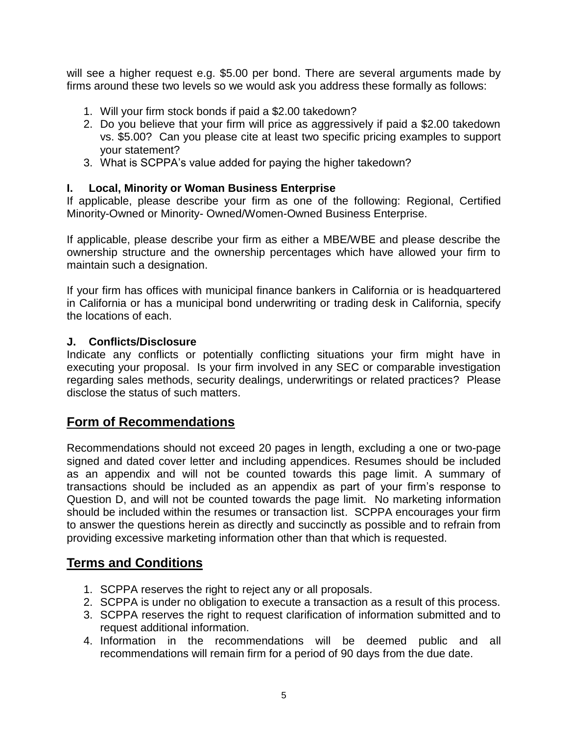will see a higher request e.g. $5.00 per bond. There are several arguments made by firms around these two levels so we would ask you address these formally as follows:

1. Will your firm stock bonds if paid a $2.00 takedown?
2. Do you believe that your firm will price as aggressively if paid a $2.00 takedown vs. $5.00? Can you please cite at least two specific pricing examples to support your statement?
3. What is SCPPA's value added for paying the higher takedown?

**I. Local, Minority or Woman Business Enterprise**

If applicable, please describe your firm as one of the following: Regional, Certified Minority-Owned or Minority- Owned/Women-Owned Business Enterprise.

If applicable, please describe your firm as either a MBE/WBE and please describe the ownership structure and the ownership percentages which have allowed your firm to maintain such a designation.

If your firm has offices with municipal finance bankers in California or is headquartered in California or has a municipal bond underwriting or trading desk in California, specify the locations of each.

**J. Conflicts/Disclosure**

Indicate any conflicts or potentially conflicting situations your firm might have in executing your proposal. Is your firm involved in any SEC or comparable investigation regarding sales methods, security dealings, underwritings or related practices? Please disclose the status of such matters.

## Form of Recommendations

Recommendations should not exceed 20 pages in length, excluding a one or two-page signed and dated cover letter and including appendices. Resumes should be included as an appendix and will not be counted towards this page limit. A summary of transactions should be included as an appendix as part of your firm's response to Question D, and will not be counted towards the page limit. No marketing information should be included within the resumes or transaction list. SCPPA encourages your firm to answer the questions herein as directly and succinctly as possible and to refrain from providing excessive marketing information other than that which is requested.

## Terms and Conditions

1. SCPPA reserves the right to reject any or all proposals.
2. SCPPA is under no obligation to execute a transaction as a result of this process.
3. SCPPA reserves the right to request clarification of information submitted and to request additional information.
4. Information in the recommendations will be deemed public and all recommendations will remain firm for a period of 90 days from the due date.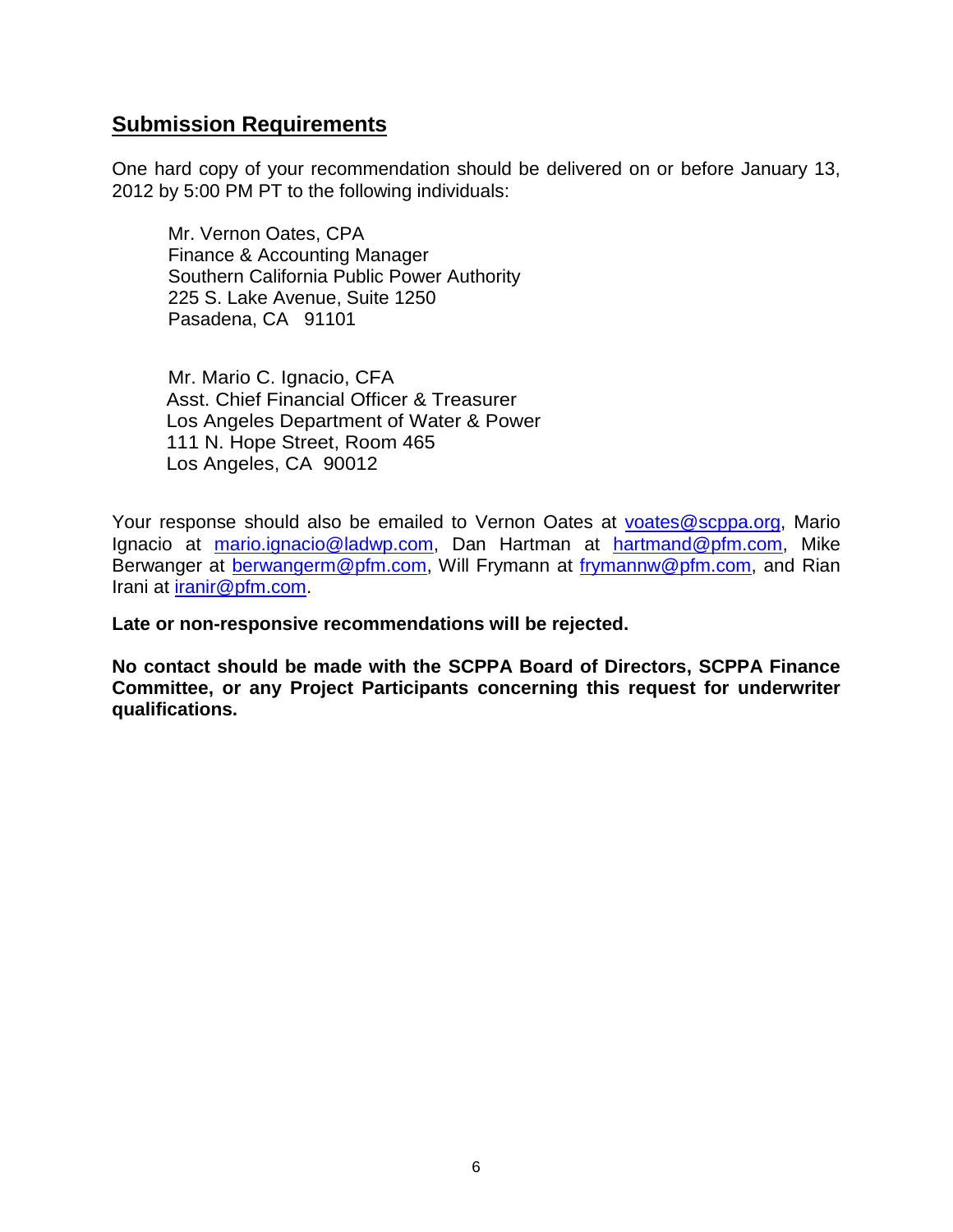## Submission Requirements

One hard copy of your recommendation should be delivered on or before January 13, 2012 by 5:00 PM PT to the following individuals:

Mr. Vernon Oates, CPA
Finance & Accounting Manager
Southern California Public Power Authority
225 S. Lake Avenue, Suite 1250
Pasadena, CA 91101

Mr. Mario C. Ignacio, CFA
Asst. Chief Financial Officer & Treasurer
Los Angeles Department of Water & Power
111 N. Hope Street, Room 465
Los Angeles, CA 90012

Your response should also be emailed to Vernon Oates at voates@scppa.org, Mario Ignacio at mario.ignacio@ladwp.com, Dan Hartman at hartmand@pfm.com, Mike Berwanger at berwangerm@pfm.com, Will Frymann at frymannw@pfm.com, and Rian Irani at iranir@pfm.com.

**Late or non-responsive recommendations will be rejected.**

**No contact should be made with the SCPPA Board of Directors, SCPPA Finance Committee, or any Project Participants concerning this request for underwriter qualifications.**